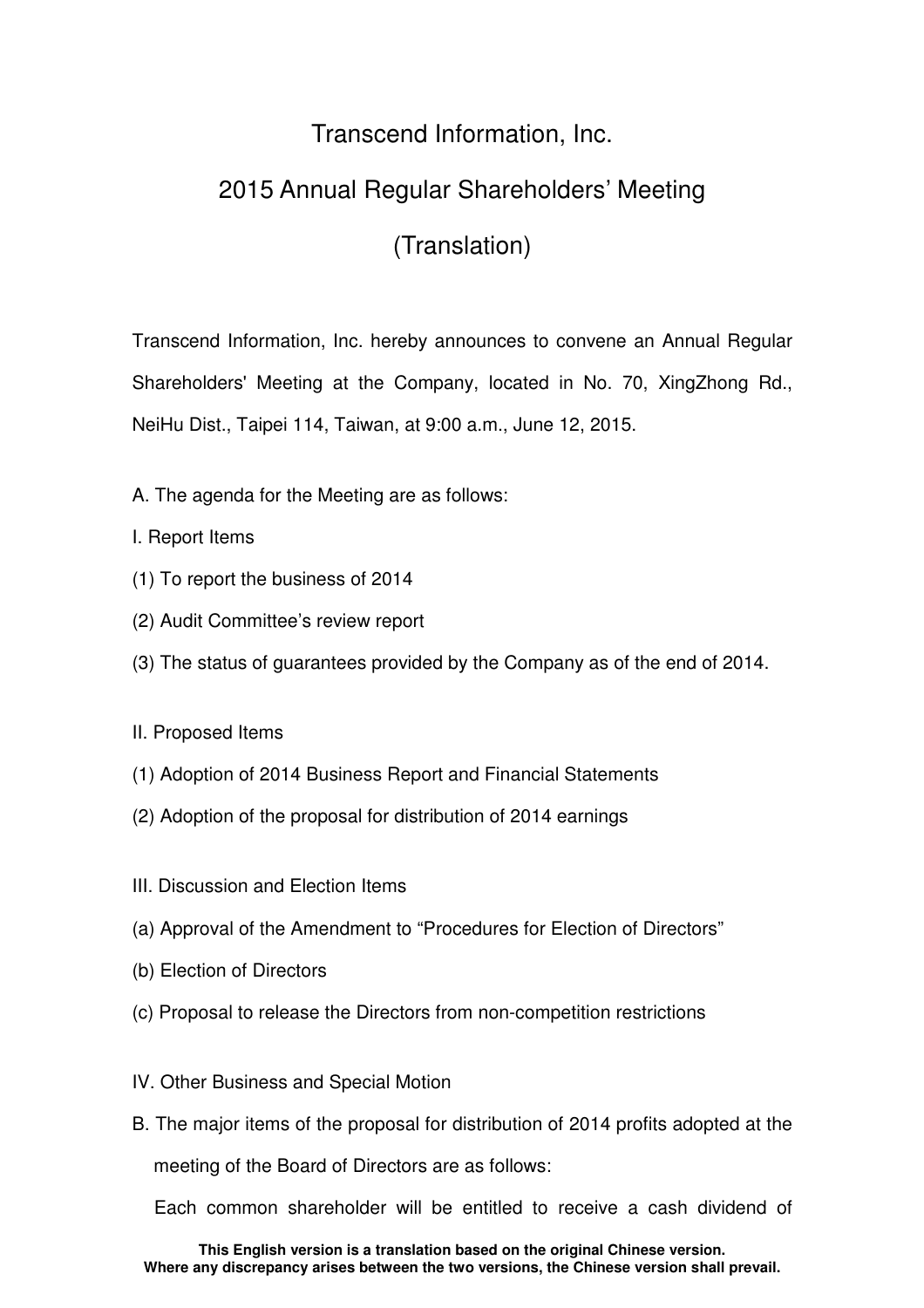# Transcend Information, Inc.

## 2015 Annual Regular Shareholders' Meeting

## (Translation)

Transcend Information, Inc. hereby announces to convene an Annual Regular Shareholders' Meeting at the Company, located in No. 70, XingZhong Rd., NeiHu Dist., Taipei 114, Taiwan, at 9:00 a.m., June 12, 2015.

A. The agenda for the Meeting are as follows:

I. Report Items

(1) To report the business of 2014

(2) Audit Committee's review report

(3) The status of guarantees provided by the Company as of the end of 2014.

II. Proposed Items

(1) Adoption of 2014 Business Report and Financial Statements

(2) Adoption of the proposal for distribution of 2014 earnings

III. Discussion and Election Items

(a) Approval of the Amendment to "Procedures for Election of Directors"

(b) Election of Directors

(c) Proposal to release the Directors from non-competition restrictions

IV. Other Business and Special Motion

B. The major items of the proposal for distribution of 2014 profits adopted at the meeting of the Board of Directors are as follows:

Each common shareholder will be entitled to receive a cash dividend of

**This English version is a translation based on the original Chinese version. Where any discrepancy arises between the two versions, the Chinese version shall prevail.**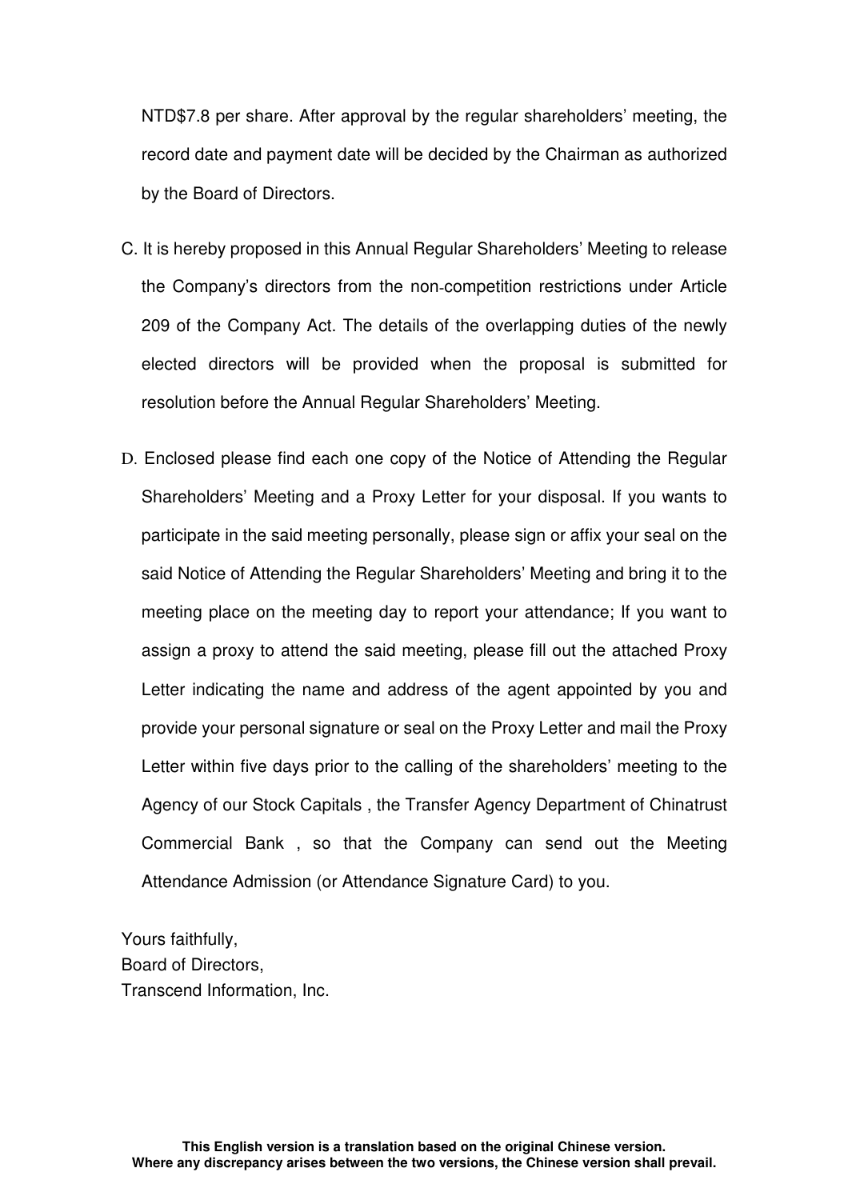NTD$7.8 per share. After approval by the regular shareholders' meeting, the record date and payment date will be decided by the Chairman as authorized by the Board of Directors.

C. It is hereby proposed in this Annual Regular Shareholders' Meeting to release the Company's directors from the non-competition restrictions under Article 209 of the Company Act. The details of the overlapping duties of the newly elected directors will be provided when the proposal is submitted for resolution before the Annual Regular Shareholders' Meeting.

D. Enclosed please find each one copy of the Notice of Attending the Regular Shareholders' Meeting and a Proxy Letter for your disposal. If you wants to participate in the said meeting personally, please sign or affix your seal on the said Notice of Attending the Regular Shareholders' Meeting and bring it to the meeting place on the meeting day to report your attendance; If you want to assign a proxy to attend the said meeting, please fill out the attached Proxy Letter indicating the name and address of the agent appointed by you and provide your personal signature or seal on the Proxy Letter and mail the Proxy Letter within five days prior to the calling of the shareholders' meeting to the Agency of our Stock Capitals , the Transfer Agency Department of Chinatrust Commercial Bank , so that the Company can send out the Meeting Attendance Admission (or Attendance Signature Card) to you.

Yours faithfully,
Board of Directors,
Transcend Information, Inc.

**This English version is a translation based on the original Chinese version. Where any discrepancy arises between the two versions, the Chinese version shall prevail.**